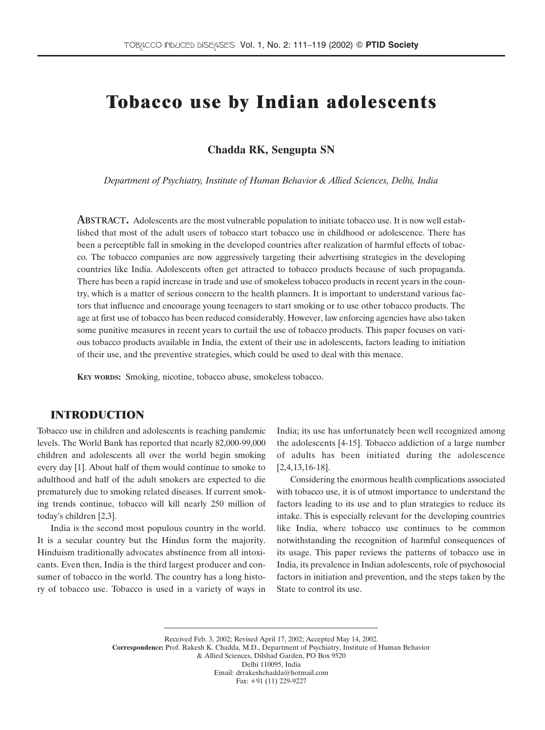# Tobacco use by Indian adolescents

**Chadda RK, Sengupta SN**

*Department of Psychiatry, Institute of Human Behavior & Allied Sciences, Delhi, India*

**ABSTRACT.** Adolescents are the most vulnerable population to initiate tobacco use. It is now well established that most of the adult users of tobacco start tobacco use in childhood or adolescence. There has been a perceptible fall in smoking in the developed countries after realization of harmful effects of tobacco. The tobacco companies are now aggressively targeting their advertising strategies in the developing countries like India. Adolescents often get attracted to tobacco products because of such propaganda. There has been a rapid increase in trade and use of smokeless tobacco products in recent years in the country, which is a matter of serious concern to the health planners. It is important to understand various factors that influence and encourage young teenagers to start smoking or to use other tobacco products. The age at first use of tobacco has been reduced considerably. However, law enforcing agencies have also taken some punitive measures in recent years to curtail the use of tobacco products. This paper focuses on various tobacco products available in India, the extent of their use in adolescents, factors leading to initiation of their use, and the preventive strategies, which could be used to deal with this menace.

**KEY WORDS:** Smoking, nicotine, tobacco abuse, smokeless tobacco.

## INTRODUCTION

Tobacco use in children and adolescents is reaching pandemic levels. The World Bank has reported that nearly 82,000-99,000 children and adolescents all over the world begin smoking every day [1]. About half of them would continue to smoke to adulthood and half of the adult smokers are expected to die prematurely due to smoking related diseases. If current smoking trends continue, tobacco will kill nearly 250 million of today's children [2,3].

India is the second most populous country in the world. It is a secular country but the Hindus form the majority. Hinduism traditionally advocates abstinence from all intoxicants. Even then, India is the third largest producer and consumer of tobacco in the world. The country has a long history of tobacco use. Tobacco is used in a variety of ways in India; its use has unfortunately been well recognized among the adolescents [4-15]. Tobacco addiction of a large number of adults has been initiated during the adolescence [2,4,13,16-18].

Considering the enormous health complications associated with tobacco use, it is of utmost importance to understand the factors leading to its use and to plan strategies to reduce its intake. This is especially relevant for the developing countries like India, where tobacco use continues to be common notwithstanding the recognition of harmful consequences of its usage. This paper reviews the patterns of tobacco use in India, its prevalence in Indian adolescents, role of psychosocial factors in initiation and prevention, and the steps taken by the State to control its use.

Received Feb. 3, 2002; Revised April 17, 2002; Accepted May 14, 2002.
**Correspondence:** Prof. Rakesh K. Chadda, M.D., Department of Psychiatry, Institute of Human Behavior & Allied Sciences, Dilshad Garden, PO Box 9520
Delhi 110095, India
Email: drrakeshchadda@hotmail.com
Fax: +91 (11) 229-9227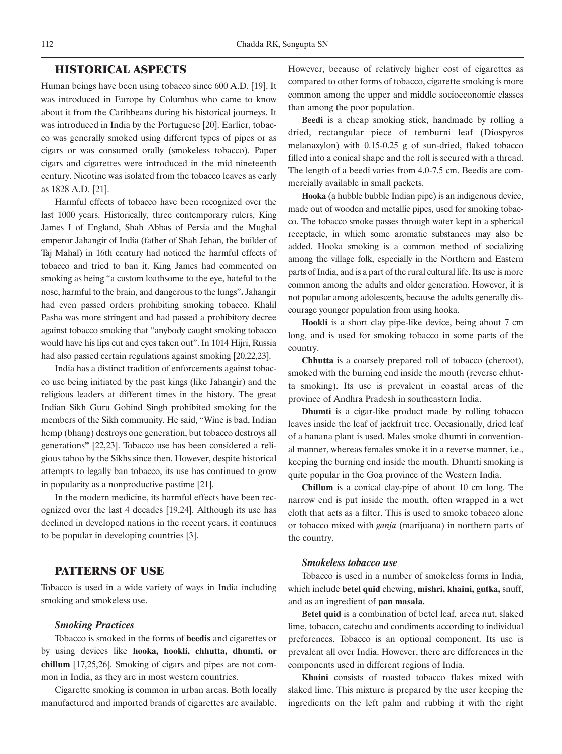## HISTORICAL ASPECTS

Human beings have been using tobacco since 600 A.D. [19]. It was introduced in Europe by Columbus who came to know about it from the Caribbeans during his historical journeys. It was introduced in India by the Portuguese [20]. Earlier, tobacco was generally smoked using different types of pipes or as cigars or was consumed orally (smokeless tobacco). Paper cigars and cigarettes were introduced in the mid nineteenth century. Nicotine was isolated from the tobacco leaves as early as 1828 A.D. [21].

Harmful effects of tobacco have been recognized over the last 1000 years. Historically, three contemporary rulers, King James I of England, Shah Abbas of Persia and the Mughal emperor Jahangir of India (father of Shah Jehan, the builder of Taj Mahal) in 16th century had noticed the harmful effects of tobacco and tried to ban it. King James had commented on smoking as being "a custom loathsome to the eye, hateful to the nose, harmful to the brain, and dangerous to the lungs"**.** Jahangir had even passed orders prohibiting smoking tobacco. Khalil Pasha was more stringent and had passed a prohibitory decree against tobacco smoking that "anybody caught smoking tobacco would have his lips cut and eyes taken out". In 1014 Hijri, Russia had also passed certain regulations against smoking [20,22,23].

India has a distinct tradition of enforcements against tobacco use being initiated by the past kings (like Jahangir) and the religious leaders at different times in the history. The great Indian Sikh Guru Gobind Singh prohibited smoking for the members of the Sikh community. He said, "Wine is bad, Indian hemp (bhang) destroys one generation, but tobacco destroys all generations**"** [22,23]. Tobacco use has been considered a religious taboo by the Sikhs since then. However, despite historical attempts to legally ban tobacco, its use has continued to grow in popularity as a nonproductive pastime [21].

In the modern medicine, its harmful effects have been recognized over the last 4 decades [19,24]. Although its use has declined in developed nations in the recent years, it continues to be popular in developing countries [3].

## PATTERNS OF USE

Tobacco is used in a wide variety of ways in India including smoking and smokeless use.

### *Smoking Practices*

Tobacco is smoked in the forms of **beedis** and cigarettes or by using devices like **hooka, hookli, chhutta, dhumti, or chillum** [17,25,26]. Smoking of cigars and pipes are not common in India, as they are in most western countries.

Cigarette smoking is common in urban areas. Both locally manufactured and imported brands of cigarettes are available. However, because of relatively higher cost of cigarettes as compared to other forms of tobacco, cigarette smoking is more common among the upper and middle socioeconomic classes than among the poor population.

**Beedi** is a cheap smoking stick, handmade by rolling a dried, rectangular piece of temburni leaf (Diospyros melanaxylon) with 0.15-0.25 g of sun-dried, flaked tobacco filled into a conical shape and the roll is secured with a thread. The length of a beedi varies from 4.0-7.5 cm. Beedis are commercially available in small packets.

**Hooka** (a hubble bubble Indian pipe) is an indigenous device, made out of wooden and metallic pipes, used for smoking tobacco. The tobacco smoke passes through water kept in a spherical receptacle, in which some aromatic substances may also be added. Hooka smoking is a common method of socializing among the village folk, especially in the Northern and Eastern parts of India, and is a part of the rural cultural life. Its use is more common among the adults and older generation. However, it is not popular among adolescents, because the adults generally discourage younger population from using hooka.

**Hookli** is a short clay pipe-like device, being about 7 cm long, and is used for smoking tobacco in some parts of the country.

**Chhutta** is a coarsely prepared roll of tobacco (cheroot), smoked with the burning end inside the mouth (reverse chhutta smoking). Its use is prevalent in coastal areas of the province of Andhra Pradesh in southeastern India.

**Dhumti** is a cigar-like product made by rolling tobacco leaves inside the leaf of jackfruit tree. Occasionally, dried leaf of a banana plant is used. Males smoke dhumti in conventional manner, whereas females smoke it in a reverse manner, i.e., keeping the burning end inside the mouth. Dhumti smoking is quite popular in the Goa province of the Western India.

**Chillum** is a conical clay-pipe of about 10 cm long. The narrow end is put inside the mouth, often wrapped in a wet cloth that acts as a filter. This is used to smoke tobacco alone or tobacco mixed with *ganja* (marijuana) in northern parts of the country.

### *Smokeless tobacco use*

Tobacco is used in a number of smokeless forms in India, which include **betel quid** chewing, **mishri, khaini, gutka,** snuff, and as an ingredient of **pan masala.**

**Betel quid** is a combination of betel leaf, areca nut, slaked lime, tobacco, catechu and condiments according to individual preferences. Tobacco is an optional component. Its use is prevalent all over India. However, there are differences in the components used in different regions of India.

**Khaini** consists of roasted tobacco flakes mixed with slaked lime. This mixture is prepared by the user keeping the ingredients on the left palm and rubbing it with the right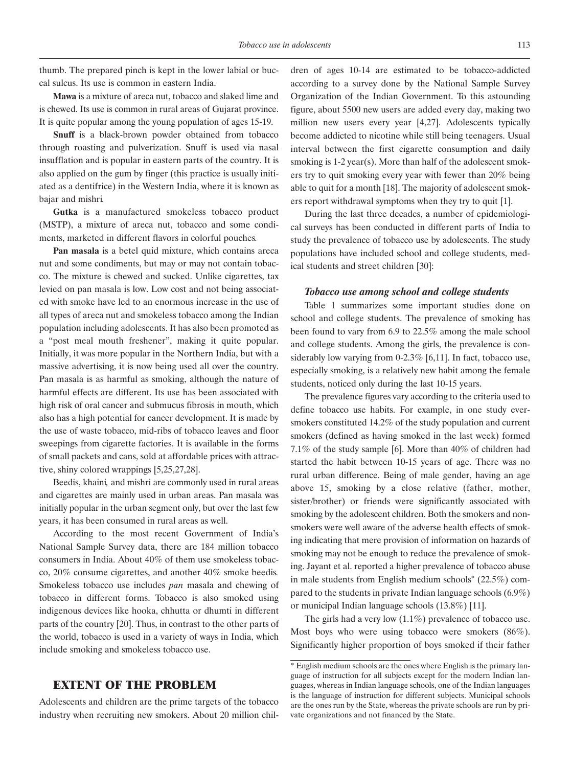thumb. The prepared pinch is kept in the lower labial or buccal sulcus. Its use is common in eastern India.

**Mawa** is a mixture of areca nut, tobacco and slaked lime and is chewed. Its use is common in rural areas of Gujarat province. It is quite popular among the young population of ages 15-19.

**Snuff** is a black-brown powder obtained from tobacco through roasting and pulverization. Snuff is used via nasal insufflation and is popular in eastern parts of the country. It is also applied on the gum by finger (this practice is usually initiated as a dentifrice) in the Western India, where it is known as bajar and mishri.

**Gutka** is a manufactured smokeless tobacco product (MSTP), a mixture of areca nut, tobacco and some condiments, marketed in different flavors in colorful pouches.

**Pan masala** is a betel quid mixture, which contains areca nut and some condiments, but may or may not contain tobacco. The mixture is chewed and sucked. Unlike cigarettes, tax levied on pan masala is low. Low cost and not being associated with smoke have led to an enormous increase in the use of all types of areca nut and smokeless tobacco among the Indian population including adolescents. It has also been promoted as a "post meal mouth freshener", making it quite popular. Initially, it was more popular in the Northern India, but with a massive advertising, it is now being used all over the country. Pan masala is as harmful as smoking, although the nature of harmful effects are different. Its use has been associated with high risk of oral cancer and submucus fibrosis in mouth, which also has a high potential for cancer development. It is made by the use of waste tobacco, mid-ribs of tobacco leaves and floor sweepings from cigarette factories. It is available in the forms of small packets and cans, sold at affordable prices with attractive, shiny colored wrappings [5,25,27,28].

Beedis, khaini, and mishri are commonly used in rural areas and cigarettes are mainly used in urban areas. Pan masala was initially popular in the urban segment only, but over the last few years, it has been consumed in rural areas as well.

According to the most recent Government of India's National Sample Survey data, there are 184 million tobacco consumers in India. About 40% of them use smokeless tobacco, 20% consume cigarettes, and another 40% smoke beedis. Smokeless tobacco use includes *pan* masala and chewing of tobacco in different forms. Tobacco is also smoked using indigenous devices like hooka, chhutta or dhumti in different parts of the country [20]. Thus, in contrast to the other parts of the world, tobacco is used in a variety of ways in India, which include smoking and smokeless tobacco use.

## EXTENT OF THE PROBLEM

Adolescents and children are the prime targets of the tobacco industry when recruiting new smokers. About 20 million children of ages 10-14 are estimated to be tobacco-addicted according to a survey done by the National Sample Survey Organization of the Indian Government. To this astounding figure, about 5500 new users are added every day, making two million new users every year [4,27]. Adolescents typically become addicted to nicotine while still being teenagers. Usual interval between the first cigarette consumption and daily smoking is 1-2 year(s). More than half of the adolescent smokers try to quit smoking every year with fewer than 20% being able to quit for a month [18]. The majority of adolescent smokers report withdrawal symptoms when they try to quit [1].

During the last three decades, a number of epidemiological surveys has been conducted in different parts of India to study the prevalence of tobacco use by adolescents. The study populations have included school and college students, medical students and street children [30]:

### *Tobacco use among school and college students*

Table 1 summarizes some important studies done on school and college students. The prevalence of smoking has been found to vary from 6.9 to 22.5% among the male school and college students. Among the girls, the prevalence is considerably low varying from 0-2.3% [6,11]. In fact, tobacco use, especially smoking, is a relatively new habit among the female students, noticed only during the last 10-15 years.

The prevalence figures vary according to the criteria used to define tobacco use habits. For example, in one study ever-smokers constituted 14.2% of the study population and current smokers (defined as having smoked in the last week) formed 7.1% of the study sample [6]. More than 40% of children had started the habit between 10-15 years of age. There was no rural urban difference. Being of male gender, having an age above 15, smoking by a close relative (father, mother, sister/brother) or friends were significantly associated with smoking by the adolescent children. Both the smokers and non-smokers were well aware of the adverse health effects of smoking indicating that mere provision of information on hazards of smoking may not be enough to reduce the prevalence of smoking. Jayant et al. reported a higher prevalence of tobacco abuse in male students from English medium schools* (22.5%) compared to the students in private Indian language schools (6.9%) or municipal Indian language schools (13.8%) [11].

The girls had a very low (1.1%) prevalence of tobacco use. Most boys who were using tobacco were smokers (86%). Significantly higher proportion of boys smoked if their father

\* English medium schools are the ones where English is the primary language of instruction for all subjects except for the modern Indian languages, whereas in Indian language schools, one of the Indian languages is the language of instruction for different subjects. Municipal schools are the ones run by the State, whereas the private schools are run by private organizations and not financed by the State.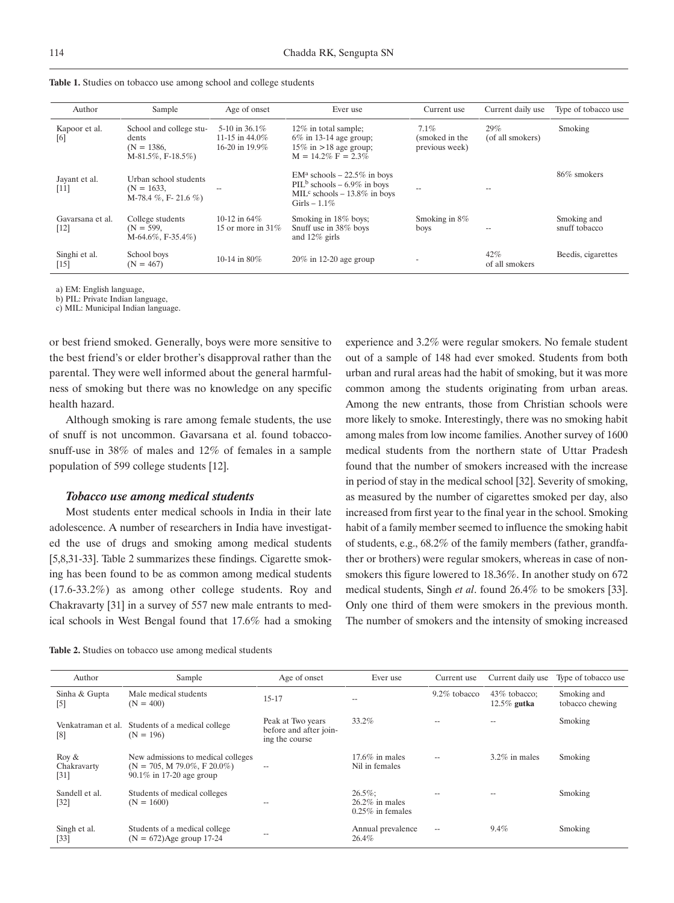**Table 1.** Studies on tobacco use among school and college students

| Author | Sample | Age of onset | Ever use | Current use | Current daily use | Type of tobacco use |
|---|---|---|---|---|---|---|
| Kapoor et al. [6] | School and college students (N = 1386, M-81.5%, F-18.5%) | 5-10 in 36.1%<br>11-15 in 44.0%<br>16-20 in 19.9% | 12% in total sample;<br>6% in 13-14 age group;<br>15% in >18 age group;<br>M = 14.2% F = 2.3% | 7.1% (smoked in the previous week) | 29% (of all smokers) | Smoking |
| Jayant et al. [11] | Urban school students (N = 1633, M-78.4 %, F- 21.6 %) | -- | EM[a] schools – 22.5% in boys<br>PIL[b] schools – 6.9% in boys<br>MIL[c] schools – 13.8% in boys<br>Girls – 1.1% | -- | -- | 86% smokers |
| Gavarsana et al. [12] | College students (N = 599, M-64.6%, F-35.4%) | 10-12 in 64%<br>15 or more in 31% | Smoking in 18% boys;<br>Snuff use in 38% boys and 12% girls | Smoking in 8% boys | -- | Smoking and snuff tobacco |
| Singhi et al. [15] | School boys (N = 467) | 10-14 in 80% | 20% in 12-20 age group | - | 42% of all smokers | Beedis, cigarettes |

a) EM: English language,
b) PIL: Private Indian language,
c) MIL: Municipal Indian language.

or best friend smoked. Generally, boys were more sensitive to the best friend's or elder brother's disapproval rather than the parental. They were well informed about the general harmfulness of smoking but there was no knowledge on any specific health hazard.

Although smoking is rare among female students, the use of snuff is not uncommon. Gavarsana et al. found tobacco-snuff-use in 38% of males and 12% of females in a sample population of 599 college students [12].

### *Tobacco use among medical students*

Most students enter medical schools in India in their late adolescence. A number of researchers in India have investigated the use of drugs and smoking among medical students [5,8,31-33]. Table 2 summarizes these findings. Cigarette smoking has been found to be as common among medical students (17.6-33.2%) as among other college students. Roy and Chakravarty [31] in a survey of 557 new male entrants to medical schools in West Bengal found that 17.6% had a smoking experience and 3.2% were regular smokers. No female student out of a sample of 148 had ever smoked. Students from both urban and rural areas had the habit of smoking, but it was more common among the students originating from urban areas. Among the new entrants, those from Christian schools were more likely to smoke. Interestingly, there was no smoking habit among males from low income families. Another survey of 1600 medical students from the northern state of Uttar Pradesh found that the number of smokers increased with the increase in period of stay in the medical school [32]. Severity of smoking, as measured by the number of cigarettes smoked per day, also increased from first year to the final year in the school. Smoking habit of a family member seemed to influence the smoking habit of students, e.g., 68.2% of the family members (father, grandfather or brothers) were regular smokers, whereas in case of non-smokers this figure lowered to 18.36%. In another study on 672 medical students, Singh *et al*. found 26.4% to be smokers [33]. Only one third of them were smokers in the previous month. The number of smokers and the intensity of smoking increased

**Table 2.** Studies on tobacco use among medical students

| Author | Sample | Age of onset | Ever use | Current use | Current daily use | Type of tobacco use |
|---|---|---|---|---|---|---|
| Sinha & Gupta [5] | Male medical students (N = 400) | 15-17 | -- | 9.2% tobacco | 43% tobacco;<br>12.5% **gutka** | Smoking and tobacco chewing |
| Venkatraman et al. [8] | Students of a medical college (N = 196) | Peak at Two years before and after joining the course | 33.2% | -- | -- | Smoking |
| Roy & Chakravarty [31] | New admissions to medical colleges (N = 705, M 79.0%, F 20.0%) 90.1% in 17-20 age group | -- | 17.6% in males<br>Nil in females | -- | 3.2% in males | Smoking |
| Sandell et al. [32] | Students of medical colleges (N = 1600) | -- | 26.5%;<br>26.2% in males<br>0.25% in females | -- | -- | Smoking |
| Singh et al. [33] | Students of a medical college (N = 672)Age group 17-24 | -- | Annual prevalence 26.4% | -- | 9.4% | Smoking |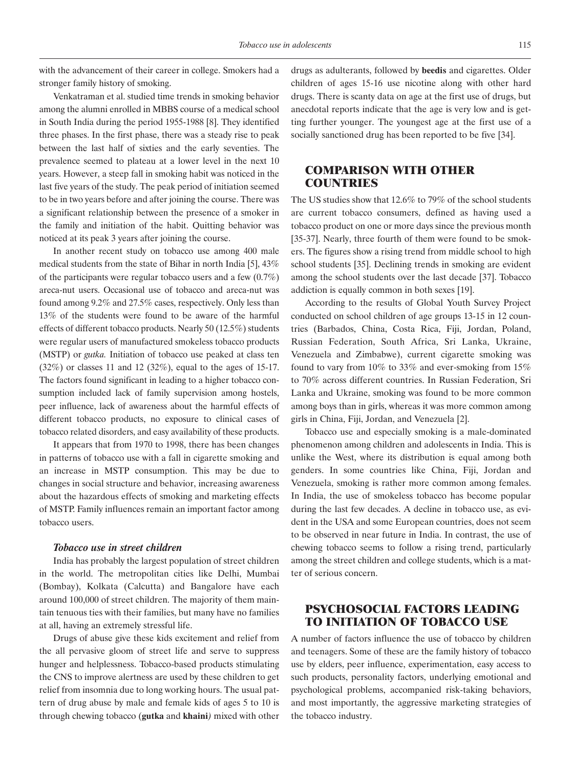with the advancement of their career in college. Smokers had a stronger family history of smoking.

Venkatraman et al. studied time trends in smoking behavior among the alumni enrolled in MBBS course of a medical school in South India during the period 1955-1988 [8]. They identified three phases. In the first phase, there was a steady rise to peak between the last half of sixties and the early seventies. The prevalence seemed to plateau at a lower level in the next 10 years. However, a steep fall in smoking habit was noticed in the last five years of the study. The peak period of initiation seemed to be in two years before and after joining the course. There was a significant relationship between the presence of a smoker in the family and initiation of the habit. Quitting behavior was noticed at its peak 3 years after joining the course.

In another recent study on tobacco use among 400 male medical students from the state of Bihar in north India [5], 43% of the participants were regular tobacco users and a few (0.7%) areca-nut users. Occasional use of tobacco and areca-nut was found among 9.2% and 27.5% cases, respectively. Only less than 13% of the students were found to be aware of the harmful effects of different tobacco products. Nearly 50 (12.5%) students were regular users of manufactured smokeless tobacco products (MSTP) or *gutka.* Initiation of tobacco use peaked at class ten (32%) or classes 11 and 12 (32%), equal to the ages of 15-17. The factors found significant in leading to a higher tobacco consumption included lack of family supervision among hostels, peer influence, lack of awareness about the harmful effects of different tobacco products, no exposure to clinical cases of tobacco related disorders, and easy availability of these products.

It appears that from 1970 to 1998, there has been changes in patterns of tobacco use with a fall in cigarette smoking and an increase in MSTP consumption. This may be due to changes in social structure and behavior, increasing awareness about the hazardous effects of smoking and marketing effects of MSTP. Family influences remain an important factor among tobacco users.

### *Tobacco use in street children*

India has probably the largest population of street children in the world. The metropolitan cities like Delhi, Mumbai (Bombay), Kolkata (Calcutta) and Bangalore have each around 100,000 of street children. The majority of them maintain tenuous ties with their families, but many have no families at all, having an extremely stressful life.

Drugs of abuse give these kids excitement and relief from the all pervasive gloom of street life and serve to suppress hunger and helplessness. Tobacco-based products stimulating the CNS to improve alertness are used by these children to get relief from insomnia due to long working hours. The usual pattern of drug abuse by male and female kids of ages 5 to 10 is through chewing tobacco (**gutka** and **khaini**) mixed with other drugs as adulterants, followed by **beedis** and cigarettes. Older children of ages 15-16 use nicotine along with other hard drugs. There is scanty data on age at the first use of drugs, but anecdotal reports indicate that the age is very low and is getting further younger. The youngest age at the first use of a socially sanctioned drug has been reported to be five [34].

## COMPARISON WITH OTHER COUNTRIES

The US studies show that 12.6% to 79% of the school students are current tobacco consumers, defined as having used a tobacco product on one or more days since the previous month [35-37]. Nearly, three fourth of them were found to be smokers. The figures show a rising trend from middle school to high school students [35]. Declining trends in smoking are evident among the school students over the last decade [37]. Tobacco addiction is equally common in both sexes [19].

According to the results of Global Youth Survey Project conducted on school children of age groups 13-15 in 12 countries (Barbados, China, Costa Rica, Fiji, Jordan, Poland, Russian Federation, South Africa, Sri Lanka, Ukraine, Venezuela and Zimbabwe), current cigarette smoking was found to vary from 10% to 33% and ever-smoking from 15% to 70% across different countries. In Russian Federation, Sri Lanka and Ukraine, smoking was found to be more common among boys than in girls, whereas it was more common among girls in China, Fiji, Jordan, and Venezuela [2].

Tobacco use and especially smoking is a male-dominated phenomenon among children and adolescents in India. This is unlike the West, where its distribution is equal among both genders. In some countries like China, Fiji, Jordan and Venezuela, smoking is rather more common among females. In India, the use of smokeless tobacco has become popular during the last few decades. A decline in tobacco use, as evident in the USA and some European countries, does not seem to be observed in near future in India. In contrast, the use of chewing tobacco seems to follow a rising trend, particularly among the street children and college students, which is a matter of serious concern.

## PSYCHOSOCIAL FACTORS LEADING TO INITIATION OF TOBACCO USE

A number of factors influence the use of tobacco by children and teenagers. Some of these are the family history of tobacco use by elders, peer influence, experimentation, easy access to such products, personality factors, underlying emotional and psychological problems, accompanied risk-taking behaviors, and most importantly, the aggressive marketing strategies of the tobacco industry.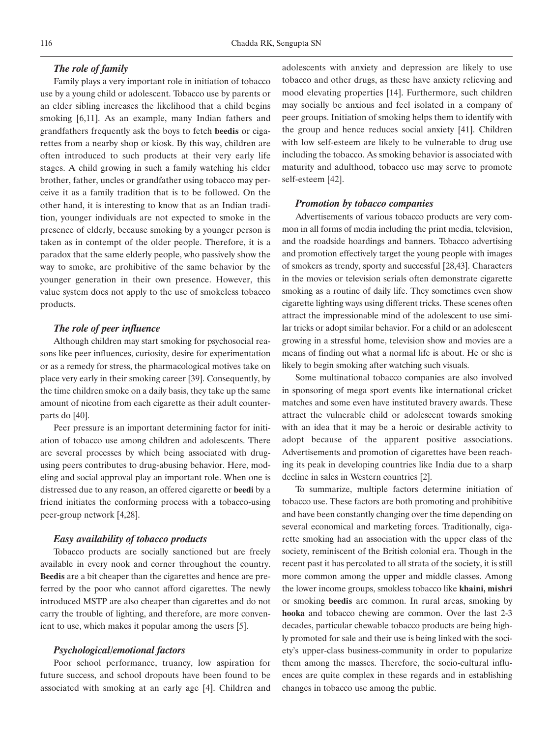### *The role of family*

Family plays a very important role in initiation of tobacco use by a young child or adolescent. Tobacco use by parents or an elder sibling increases the likelihood that a child begins smoking [6,11]. As an example, many Indian fathers and grandfathers frequently ask the boys to fetch **beedis** or cigarettes from a nearby shop or kiosk. By this way, children are often introduced to such products at their very early life stages. A child growing in such a family watching his elder brother, father, uncles or grandfather using tobacco may perceive it as a family tradition that is to be followed. On the other hand, it is interesting to know that as an Indian tradition, younger individuals are not expected to smoke in the presence of elderly, because smoking by a younger person is taken as in contempt of the older people. Therefore, it is a paradox that the same elderly people, who passively show the way to smoke, are prohibitive of the same behavior by the younger generation in their own presence. However, this value system does not apply to the use of smokeless tobacco products.

### *The role of peer influence*

Although children may start smoking for psychosocial reasons like peer influences, curiosity, desire for experimentation or as a remedy for stress, the pharmacological motives take on place very early in their smoking career [39]. Consequently, by the time children smoke on a daily basis, they take up the same amount of nicotine from each cigarette as their adult counterparts do [40].

Peer pressure is an important determining factor for initiation of tobacco use among children and adolescents. There are several processes by which being associated with drug-using peers contributes to drug-abusing behavior. Here, modeling and social approval play an important role. When one is distressed due to any reason, an offered cigarette or **beedi** by a friend initiates the conforming process with a tobacco-using peer-group network [4,28].

### *Easy availability of tobacco products*

Tobacco products are socially sanctioned but are freely available in every nook and corner throughout the country. **Beedis** are a bit cheaper than the cigarettes and hence are preferred by the poor who cannot afford cigarettes. The newly introduced MSTP are also cheaper than cigarettes and do not carry the trouble of lighting, and therefore, are more convenient to use, which makes it popular among the users [5].

### *Psychological/emotional factors*

Poor school performance, truancy, low aspiration for future success, and school dropouts have been found to be associated with smoking at an early age [4]. Children and adolescents with anxiety and depression are likely to use tobacco and other drugs, as these have anxiety relieving and mood elevating properties [14]. Furthermore, such children may socially be anxious and feel isolated in a company of peer groups. Initiation of smoking helps them to identify with the group and hence reduces social anxiety [41]. Children with low self-esteem are likely to be vulnerable to drug use including the tobacco. As smoking behavior is associated with maturity and adulthood, tobacco use may serve to promote self-esteem [42].

### *Promotion by tobacco companies*

Advertisements of various tobacco products are very common in all forms of media including the print media, television, and the roadside hoardings and banners. Tobacco advertising and promotion effectively target the young people with images of smokers as trendy, sporty and successful [28,43]. Characters in the movies or television serials often demonstrate cigarette smoking as a routine of daily life. They sometimes even show cigarette lighting ways using different tricks. These scenes often attract the impressionable mind of the adolescent to use similar tricks or adopt similar behavior. For a child or an adolescent growing in a stressful home, television show and movies are a means of finding out what a normal life is about. He or she is likely to begin smoking after watching such visuals.

Some multinational tobacco companies are also involved in sponsoring of mega sport events like international cricket matches and some even have instituted bravery awards. These attract the vulnerable child or adolescent towards smoking with an idea that it may be a heroic or desirable activity to adopt because of the apparent positive associations. Advertisements and promotion of cigarettes have been reaching its peak in developing countries like India due to a sharp decline in sales in Western countries [2].

To summarize, multiple factors determine initiation of tobacco use. These factors are both promoting and prohibitive and have been constantly changing over the time depending on several economical and marketing forces. Traditionally, cigarette smoking had an association with the upper class of the society, reminiscent of the British colonial era. Though in the recent past it has percolated to all strata of the society, it is still more common among the upper and middle classes. Among the lower income groups, smokless tobacco like **khaini, mishri** or smoking **beedis** are common. In rural areas, smoking by **hooka** and tobacco chewing are common. Over the last 2-3 decades, particular chewable tobacco products are being highly promoted for sale and their use is being linked with the society's upper-class business-community in order to popularize them among the masses. Therefore, the socio-cultural influences are quite complex in these regards and in establishing changes in tobacco use among the public.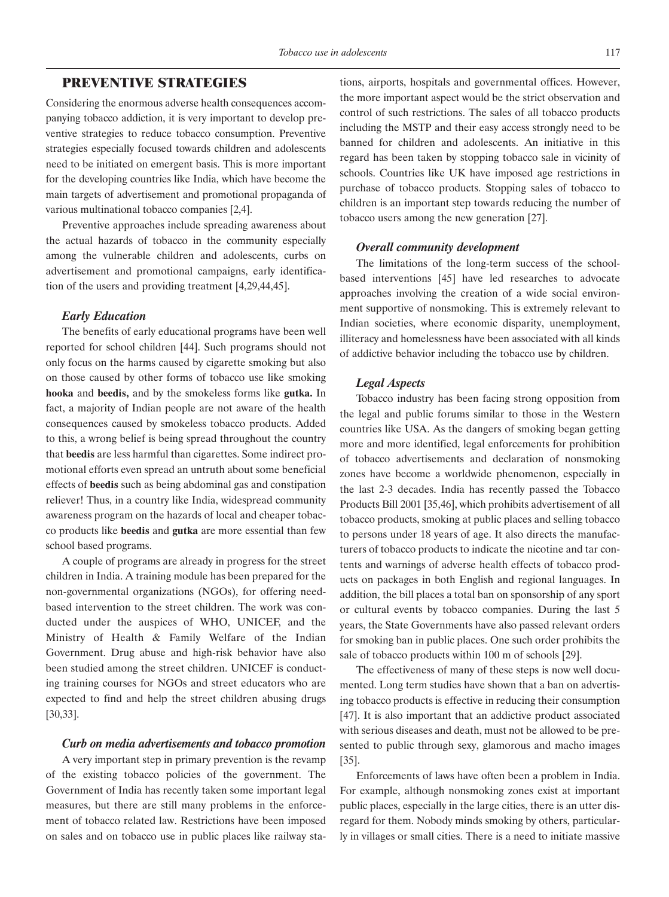## PREVENTIVE STRATEGIES

Considering the enormous adverse health consequences accompanying tobacco addiction, it is very important to develop preventive strategies to reduce tobacco consumption. Preventive strategies especially focused towards children and adolescents need to be initiated on emergent basis. This is more important for the developing countries like India, which have become the main targets of advertisement and promotional propaganda of various multinational tobacco companies [2,4].

Preventive approaches include spreading awareness about the actual hazards of tobacco in the community especially among the vulnerable children and adolescents, curbs on advertisement and promotional campaigns, early identification of the users and providing treatment [4,29,44,45].

### *Early Education*

The benefits of early educational programs have been well reported for school children [44]. Such programs should not only focus on the harms caused by cigarette smoking but also on those caused by other forms of tobacco use like smoking **hooka** and **beedis,** and by the smokeless forms like **gutka.** In fact, a majority of Indian people are not aware of the health consequences caused by smokeless tobacco products. Added to this, a wrong belief is being spread throughout the country that **beedis** are less harmful than cigarettes. Some indirect promotional efforts even spread an untruth about some beneficial effects of **beedis** such as being abdominal gas and constipation reliever! Thus, in a country like India, widespread community awareness program on the hazards of local and cheaper tobacco products like **beedis** and **gutka** are more essential than few school based programs.

A couple of programs are already in progress for the street children in India. A training module has been prepared for the non-governmental organizations (NGOs), for offering need-based intervention to the street children. The work was conducted under the auspices of WHO, UNICEF, and the Ministry of Health & Family Welfare of the Indian Government. Drug abuse and high-risk behavior have also been studied among the street children. UNICEF is conducting training courses for NGOs and street educators who are expected to find and help the street children abusing drugs [30,33].

### *Curb on media advertisements and tobacco promotion*

A very important step in primary prevention is the revamp of the existing tobacco policies of the government. The Government of India has recently taken some important legal measures, but there are still many problems in the enforcement of tobacco related law. Restrictions have been imposed on sales and on tobacco use in public places like railway stations, airports, hospitals and governmental offices. However, the more important aspect would be the strict observation and control of such restrictions. The sales of all tobacco products including the MSTP and their easy access strongly need to be banned for children and adolescents. An initiative in this regard has been taken by stopping tobacco sale in vicinity of schools. Countries like UK have imposed age restrictions in purchase of tobacco products. Stopping sales of tobacco to children is an important step towards reducing the number of tobacco users among the new generation [27].

### *Overall community development*

The limitations of the long-term success of the school-based interventions [45] have led researches to advocate approaches involving the creation of a wide social environment supportive of nonsmoking. This is extremely relevant to Indian societies, where economic disparity, unemployment, illiteracy and homelessness have been associated with all kinds of addictive behavior including the tobacco use by children.

### *Legal Aspects*

Tobacco industry has been facing strong opposition from the legal and public forums similar to those in the Western countries like USA. As the dangers of smoking began getting more and more identified, legal enforcements for prohibition of tobacco advertisements and declaration of nonsmoking zones have become a worldwide phenomenon, especially in the last 2-3 decades. India has recently passed the Tobacco Products Bill 2001 [35,46], which prohibits advertisement of all tobacco products, smoking at public places and selling tobacco to persons under 18 years of age. It also directs the manufacturers of tobacco products to indicate the nicotine and tar contents and warnings of adverse health effects of tobacco products on packages in both English and regional languages. In addition, the bill places a total ban on sponsorship of any sport or cultural events by tobacco companies. During the last 5 years, the State Governments have also passed relevant orders for smoking ban in public places. One such order prohibits the sale of tobacco products within 100 m of schools [29].

The effectiveness of many of these steps is now well documented. Long term studies have shown that a ban on advertising tobacco products is effective in reducing their consumption [47]. It is also important that an addictive product associated with serious diseases and death, must not be allowed to be presented to public through sexy, glamorous and macho images [35].

Enforcements of laws have often been a problem in India. For example, although nonsmoking zones exist at important public places, especially in the large cities, there is an utter disregard for them. Nobody minds smoking by others, particularly in villages or small cities. There is a need to initiate massive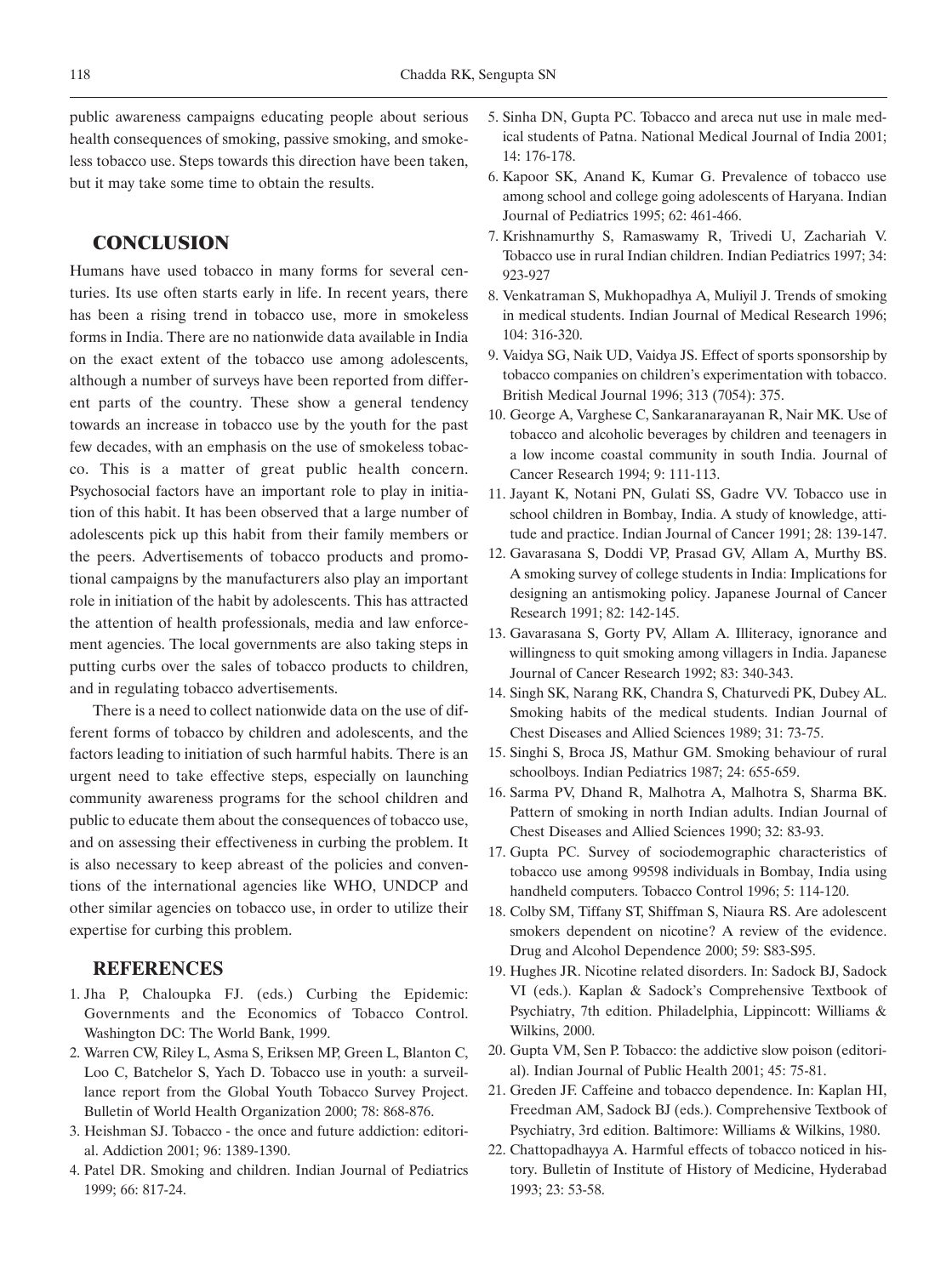public awareness campaigns educating people about serious health consequences of smoking, passive smoking, and smokeless tobacco use. Steps towards this direction have been taken, but it may take some time to obtain the results.

## CONCLUSION

Humans have used tobacco in many forms for several centuries. Its use often starts early in life. In recent years, there has been a rising trend in tobacco use, more in smokeless forms in India. There are no nationwide data available in India on the exact extent of the tobacco use among adolescents, although a number of surveys have been reported from different parts of the country. These show a general tendency towards an increase in tobacco use by the youth for the past few decades, with an emphasis on the use of smokeless tobacco. This is a matter of great public health concern. Psychosocial factors have an important role to play in initiation of this habit. It has been observed that a large number of adolescents pick up this habit from their family members or the peers. Advertisements of tobacco products and promotional campaigns by the manufacturers also play an important role in initiation of the habit by adolescents. This has attracted the attention of health professionals, media and law enforcement agencies. The local governments are also taking steps in putting curbs over the sales of tobacco products to children, and in regulating tobacco advertisements.

There is a need to collect nationwide data on the use of different forms of tobacco by children and adolescents, and the factors leading to initiation of such harmful habits. There is an urgent need to take effective steps, especially on launching community awareness programs for the school children and public to educate them about the consequences of tobacco use, and on assessing their effectiveness in curbing the problem. It is also necessary to keep abreast of the policies and conventions of the international agencies like WHO, UNDCP and other similar agencies on tobacco use, in order to utilize their expertise for curbing this problem.

## REFERENCES

1. Jha P, Chaloupka FJ. (eds.) Curbing the Epidemic: Governments and the Economics of Tobacco Control. Washington DC: The World Bank, 1999.
2. Warren CW, Riley L, Asma S, Eriksen MP, Green L, Blanton C, Loo C, Batchelor S, Yach D. Tobacco use in youth: a surveillance report from the Global Youth Tobacco Survey Project. Bulletin of World Health Organization 2000; 78: 868-876.
3. Heishman SJ. Tobacco - the once and future addiction: editorial. Addiction 2001; 96: 1389-1390.
4. Patel DR. Smoking and children. Indian Journal of Pediatrics 1999; 66: 817-24.
5. Sinha DN, Gupta PC. Tobacco and areca nut use in male medical students of Patna. National Medical Journal of India 2001; 14: 176-178.
6. Kapoor SK, Anand K, Kumar G. Prevalence of tobacco use among school and college going adolescents of Haryana. Indian Journal of Pediatrics 1995; 62: 461-466.
7. Krishnamurthy S, Ramaswamy R, Trivedi U, Zachariah V. Tobacco use in rural Indian children. Indian Pediatrics 1997; 34: 923-927
8. Venkatraman S, Mukhopadhya A, Muliyil J. Trends of smoking in medical students. Indian Journal of Medical Research 1996; 104: 316-320.
9. Vaidya SG, Naik UD, Vaidya JS. Effect of sports sponsorship by tobacco companies on children's experimentation with tobacco. British Medical Journal 1996; 313 (7054): 375.
10. George A, Varghese C, Sankaranarayanan R, Nair MK. Use of tobacco and alcoholic beverages by children and teenagers in a low income coastal community in south India. Journal of Cancer Research 1994; 9: 111-113.
11. Jayant K, Notani PN, Gulati SS, Gadre VV. Tobacco use in school children in Bombay, India. A study of knowledge, attitude and practice. Indian Journal of Cancer 1991; 28: 139-147.
12. Gavarasana S, Doddi VP, Prasad GV, Allam A, Murthy BS. A smoking survey of college students in India: Implications for designing an antismoking policy. Japanese Journal of Cancer Research 1991; 82: 142-145.
13. Gavarasana S, Gorty PV, Allam A. Illiteracy, ignorance and willingness to quit smoking among villagers in India. Japanese Journal of Cancer Research 1992; 83: 340-343.
14. Singh SK, Narang RK, Chandra S, Chaturvedi PK, Dubey AL. Smoking habits of the medical students. Indian Journal of Chest Diseases and Allied Sciences 1989; 31: 73-75.
15. Singhi S, Broca JS, Mathur GM. Smoking behaviour of rural schoolboys. Indian Pediatrics 1987; 24: 655-659.
16. Sarma PV, Dhand R, Malhotra A, Malhotra S, Sharma BK. Pattern of smoking in north Indian adults. Indian Journal of Chest Diseases and Allied Sciences 1990; 32: 83-93.
17. Gupta PC. Survey of sociodemographic characteristics of tobacco use among 99598 individuals in Bombay, India using handheld computers. Tobacco Control 1996; 5: 114-120.
18. Colby SM, Tiffany ST, Shiffman S, Niaura RS. Are adolescent smokers dependent on nicotine? A review of the evidence. Drug and Alcohol Dependence 2000; 59: S83-S95.
19. Hughes JR. Nicotine related disorders. In: Sadock BJ, Sadock VI (eds.). Kaplan & Sadock's Comprehensive Textbook of Psychiatry, 7th edition. Philadelphia, Lippincott: Williams & Wilkins, 2000.
20. Gupta VM, Sen P. Tobacco: the addictive slow poison (editorial). Indian Journal of Public Health 2001; 45: 75-81.
21. Greden JF. Caffeine and tobacco dependence. In: Kaplan HI, Freedman AM, Sadock BJ (eds.). Comprehensive Textbook of Psychiatry, 3rd edition. Baltimore: Williams & Wilkins, 1980.
22. Chattopadhayya A. Harmful effects of tobacco noticed in history. Bulletin of Institute of History of Medicine, Hyderabad 1993; 23: 53-58.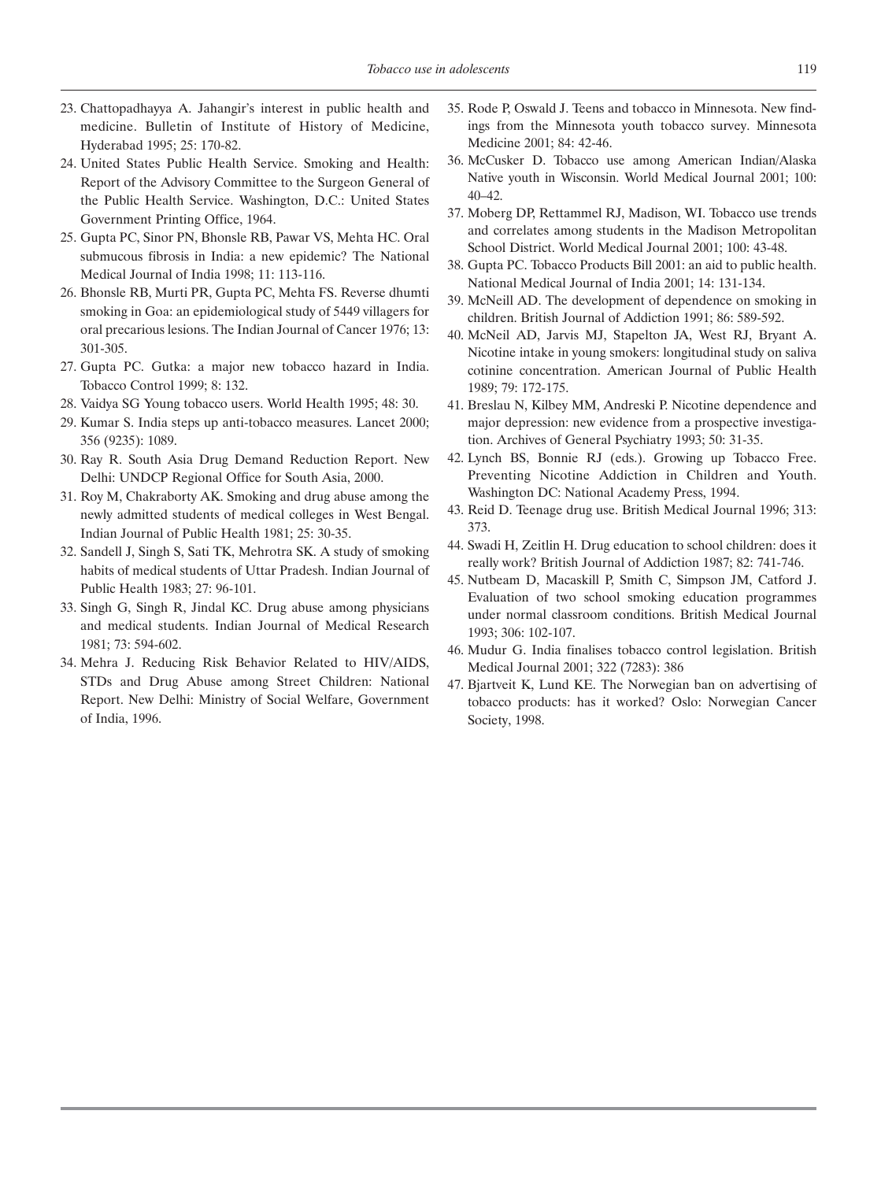23. Chattopadhayya A. Jahangir's interest in public health and medicine. Bulletin of Institute of History of Medicine, Hyderabad 1995; 25: 170-82.
24. United States Public Health Service. Smoking and Health: Report of the Advisory Committee to the Surgeon General of the Public Health Service. Washington, D.C.: United States Government Printing Office, 1964.
25. Gupta PC, Sinor PN, Bhonsle RB, Pawar VS, Mehta HC. Oral submucous fibrosis in India: a new epidemic? The National Medical Journal of India 1998; 11: 113-116.
26. Bhonsle RB, Murti PR, Gupta PC, Mehta FS. Reverse dhumti smoking in Goa: an epidemiological study of 5449 villagers for oral precarious lesions. The Indian Journal of Cancer 1976; 13: 301-305.
27. Gupta PC. Gutka: a major new tobacco hazard in India. Tobacco Control 1999; 8: 132.
28. Vaidya SG Young tobacco users. World Health 1995; 48: 30.
29. Kumar S. India steps up anti-tobacco measures. Lancet 2000; 356 (9235): 1089.
30. Ray R. South Asia Drug Demand Reduction Report. New Delhi: UNDCP Regional Office for South Asia, 2000.
31. Roy M, Chakraborty AK. Smoking and drug abuse among the newly admitted students of medical colleges in West Bengal. Indian Journal of Public Health 1981; 25: 30-35.
32. Sandell J, Singh S, Sati TK, Mehrotra SK. A study of smoking habits of medical students of Uttar Pradesh. Indian Journal of Public Health 1983; 27: 96-101.
33. Singh G, Singh R, Jindal KC. Drug abuse among physicians and medical students. Indian Journal of Medical Research 1981; 73: 594-602.
34. Mehra J. Reducing Risk Behavior Related to HIV/AIDS, STDs and Drug Abuse among Street Children: National Report. New Delhi: Ministry of Social Welfare, Government of India, 1996.
35. Rode P, Oswald J. Teens and tobacco in Minnesota. New findings from the Minnesota youth tobacco survey. Minnesota Medicine 2001; 84: 42-46.
36. McCusker D. Tobacco use among American Indian/Alaska Native youth in Wisconsin. World Medical Journal 2001; 100: 40–42.
37. Moberg DP, Rettammel RJ, Madison, WI. Tobacco use trends and correlates among students in the Madison Metropolitan School District. World Medical Journal 2001; 100: 43-48.
38. Gupta PC. Tobacco Products Bill 2001: an aid to public health. National Medical Journal of India 2001; 14: 131-134.
39. McNeill AD. The development of dependence on smoking in children. British Journal of Addiction 1991; 86: 589-592.
40. McNeil AD, Jarvis MJ, Stapelton JA, West RJ, Bryant A. Nicotine intake in young smokers: longitudinal study on saliva cotinine concentration. American Journal of Public Health 1989; 79: 172-175.
41. Breslau N, Kilbey MM, Andreski P. Nicotine dependence and major depression: new evidence from a prospective investigation. Archives of General Psychiatry 1993; 50: 31-35.
42. Lynch BS, Bonnie RJ (eds.). Growing up Tobacco Free. Preventing Nicotine Addiction in Children and Youth. Washington DC: National Academy Press, 1994.
43. Reid D. Teenage drug use. British Medical Journal 1996; 313: 373.
44. Swadi H, Zeitlin H. Drug education to school children: does it really work? British Journal of Addiction 1987; 82: 741-746.
45. Nutbeam D, Macaskill P, Smith C, Simpson JM, Catford J. Evaluation of two school smoking education programmes under normal classroom conditions. British Medical Journal 1993; 306: 102-107.
46. Mudur G. India finalises tobacco control legislation. British Medical Journal 2001; 322 (7283): 386
47. Bjartveit K, Lund KE. The Norwegian ban on advertising of tobacco products: has it worked? Oslo: Norwegian Cancer Society, 1998.